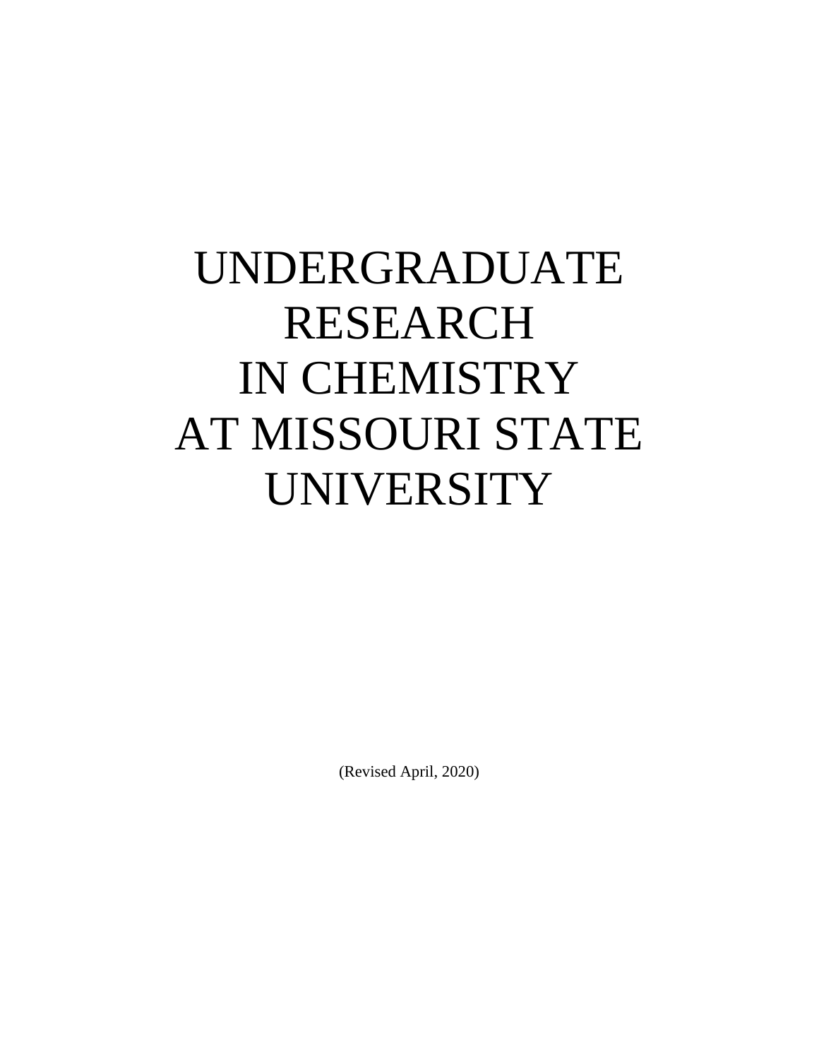# UNDERGRADUATE RESEARCH IN CHEMISTRY AT MISSOURI STATE UNIVERSITY

(Revised April, 2020)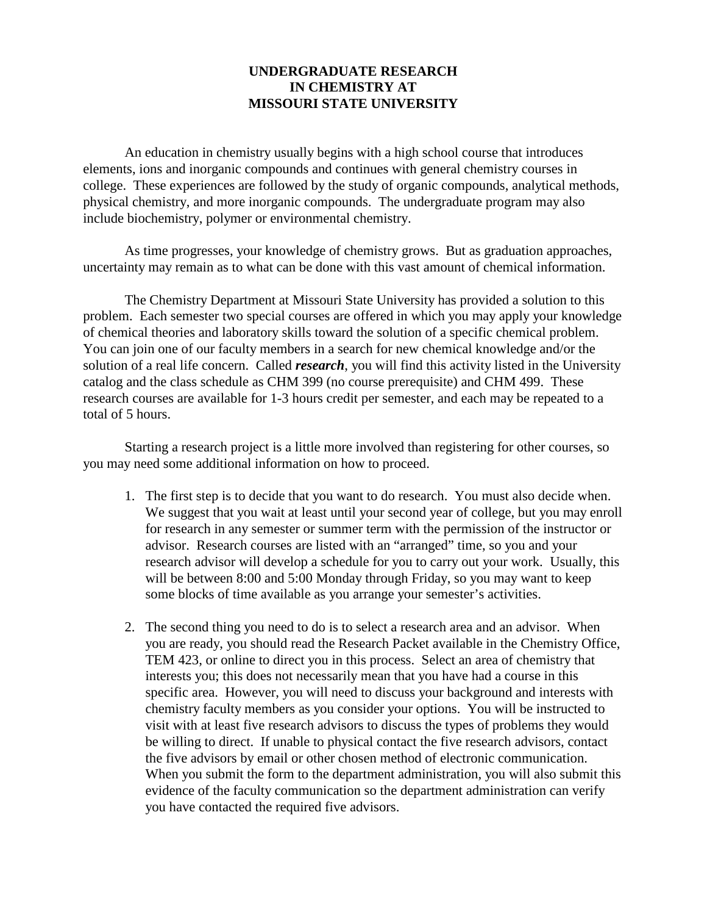# UNDERGRADUATE RESEARCH IN CHEMISTRY AT MISSOURI STATE UNIVERSITY

An education in chemistry usually begins with a high school course that introduces elements, ions and inorganic compounds and continues with general chemistry courses in college. These experiences are followed by the study of organic compounds, analytical methods, physical chemistry, and more inorganic compounds. The undergraduate program may also include biochemistry, polymer or environmental chemistry.

As time progresses, your knowledge of chemistry grows. But as graduation approaches, uncertainty may remain as to what can be done with this vast amount of chemical information.

The Chemistry Department at Missouri State University has provided a solution to this problem. Each semester two special courses are offered in which you may apply your knowledge of chemical theories and laboratory skills toward the solution of a specific chemical problem. You can join one of our faculty members in a search for new chemical knowledge and/or the solution of a real life concern. Called ***research***, you will find this activity listed in the University catalog and the class schedule as CHM 399 (no course prerequisite) and CHM 499. These research courses are available for 1-3 hours credit per semester, and each may be repeated to a total of 5 hours.

Starting a research project is a little more involved than registering for other courses, so you may need some additional information on how to proceed.

1. The first step is to decide that you want to do research. You must also decide when. We suggest that you wait at least until your second year of college, but you may enroll for research in any semester or summer term with the permission of the instructor or advisor. Research courses are listed with an "arranged" time, so you and your research advisor will develop a schedule for you to carry out your work. Usually, this will be between 8:00 and 5:00 Monday through Friday, so you may want to keep some blocks of time available as you arrange your semester's activities.

2. The second thing you need to do is to select a research area and an advisor. When you are ready, you should read the Research Packet available in the Chemistry Office, TEM 423, or online to direct you in this process. Select an area of chemistry that interests you; this does not necessarily mean that you have had a course in this specific area. However, you will need to discuss your background and interests with chemistry faculty members as you consider your options. You will be instructed to visit with at least five research advisors to discuss the types of problems they would be willing to direct. If unable to physical contact the five research advisors, contact the five advisors by email or other chosen method of electronic communication. When you submit the form to the department administration, you will also submit this evidence of the faculty communication so the department administration can verify you have contacted the required five advisors.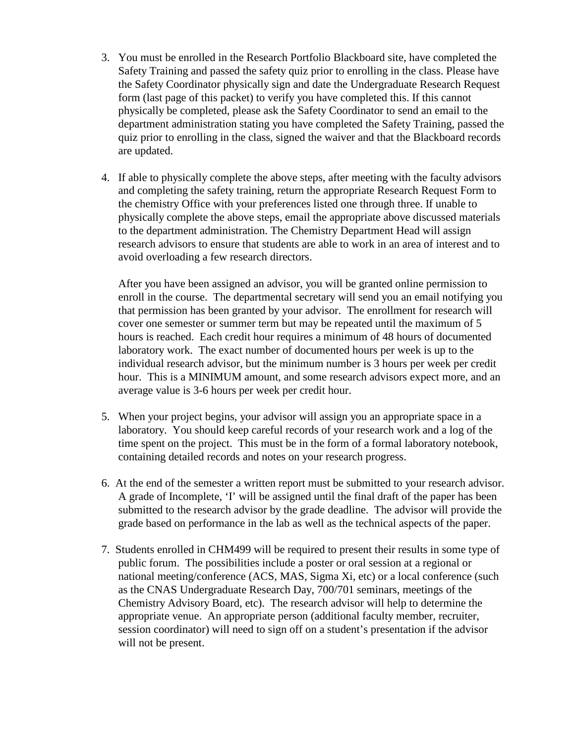3. You must be enrolled in the Research Portfolio Blackboard site, have completed the Safety Training and passed the safety quiz prior to enrolling in the class. Please have the Safety Coordinator physically sign and date the Undergraduate Research Request form (last page of this packet) to verify you have completed this. If this cannot physically be completed, please ask the Safety Coordinator to send an email to the department administration stating you have completed the Safety Training, passed the quiz prior to enrolling in the class, signed the waiver and that the Blackboard records are updated.

4. If able to physically complete the above steps, after meeting with the faculty advisors and completing the safety training, return the appropriate Research Request Form to the chemistry Office with your preferences listed one through three. If unable to physically complete the above steps, email the appropriate above discussed materials to the department administration. The Chemistry Department Head will assign research advisors to ensure that students are able to work in an area of interest and to avoid overloading a few research directors.

   After you have been assigned an advisor, you will be granted online permission to enroll in the course. The departmental secretary will send you an email notifying you that permission has been granted by your advisor. The enrollment for research will cover one semester or summer term but may be repeated until the maximum of 5 hours is reached. Each credit hour requires a minimum of 48 hours of documented laboratory work. The exact number of documented hours per week is up to the individual research advisor, but the minimum number is 3 hours per week per credit hour. This is a MINIMUM amount, and some research advisors expect more, and an average value is 3-6 hours per week per credit hour.

5. When your project begins, your advisor will assign you an appropriate space in a laboratory. You should keep careful records of your research work and a log of the time spent on the project. This must be in the form of a formal laboratory notebook, containing detailed records and notes on your research progress.

6. At the end of the semester a written report must be submitted to your research advisor. A grade of Incomplete, 'I' will be assigned until the final draft of the paper has been submitted to the research advisor by the grade deadline. The advisor will provide the grade based on performance in the lab as well as the technical aspects of the paper.

7. Students enrolled in CHM499 will be required to present their results in some type of public forum. The possibilities include a poster or oral session at a regional or national meeting/conference (ACS, MAS, Sigma Xi, etc) or a local conference (such as the CNAS Undergraduate Research Day, 700/701 seminars, meetings of the Chemistry Advisory Board, etc). The research advisor will help to determine the appropriate venue. An appropriate person (additional faculty member, recruiter, session coordinator) will need to sign off on a student's presentation if the advisor will not be present.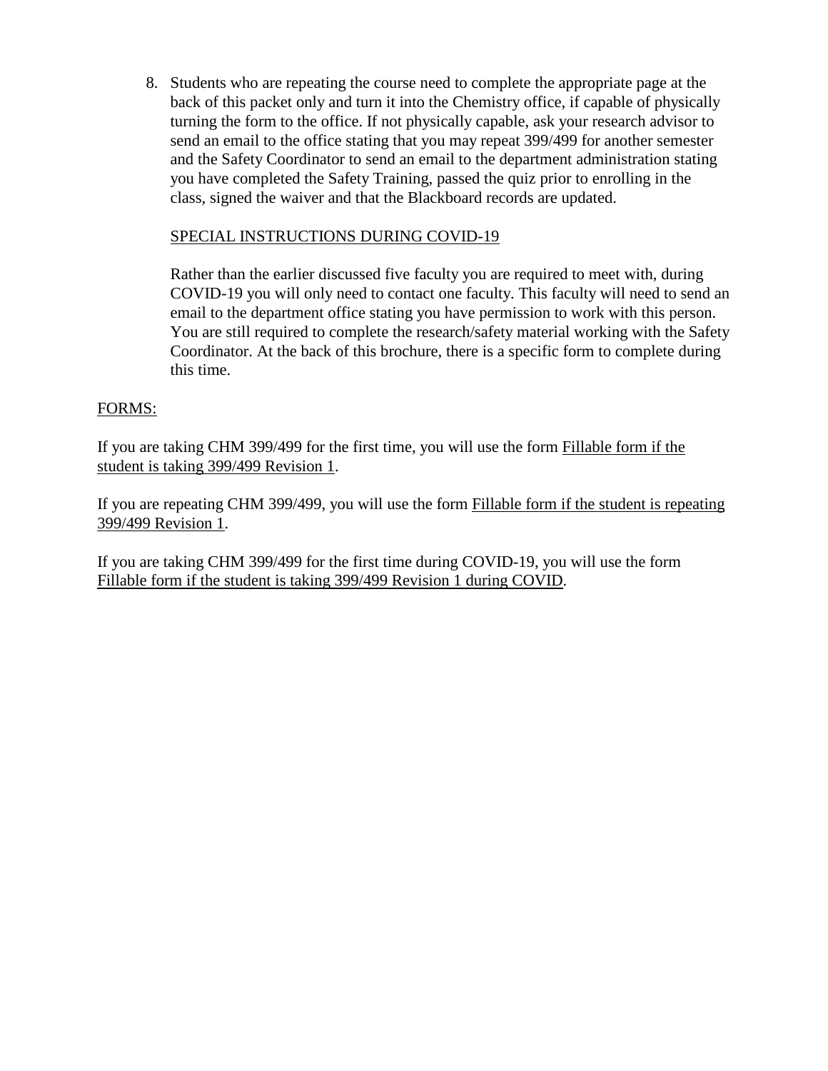8. Students who are repeating the course need to complete the appropriate page at the back of this packet only and turn it into the Chemistry office, if capable of physically turning the form to the office. If not physically capable, ask your research advisor to send an email to the office stating that you may repeat 399/499 for another semester and the Safety Coordinator to send an email to the department administration stating you have completed the Safety Training, passed the quiz prior to enrolling in the class, signed the waiver and that the Blackboard records are updated.

   SPECIAL INSTRUCTIONS DURING COVID-19

   Rather than the earlier discussed five faculty you are required to meet with, during COVID-19 you will only need to contact one faculty. This faculty will need to send an email to the department office stating you have permission to work with this person. You are still required to complete the research/safety material working with the Safety Coordinator. At the back of this brochure, there is a specific form to complete during this time.

FORMS:

If you are taking CHM 399/499 for the first time, you will use the form Fillable form if the student is taking 399/499 Revision 1.

If you are repeating CHM 399/499, you will use the form Fillable form if the student is repeating 399/499 Revision 1.

If you are taking CHM 399/499 for the first time during COVID-19, you will use the form Fillable form if the student is taking 399/499 Revision 1 during COVID.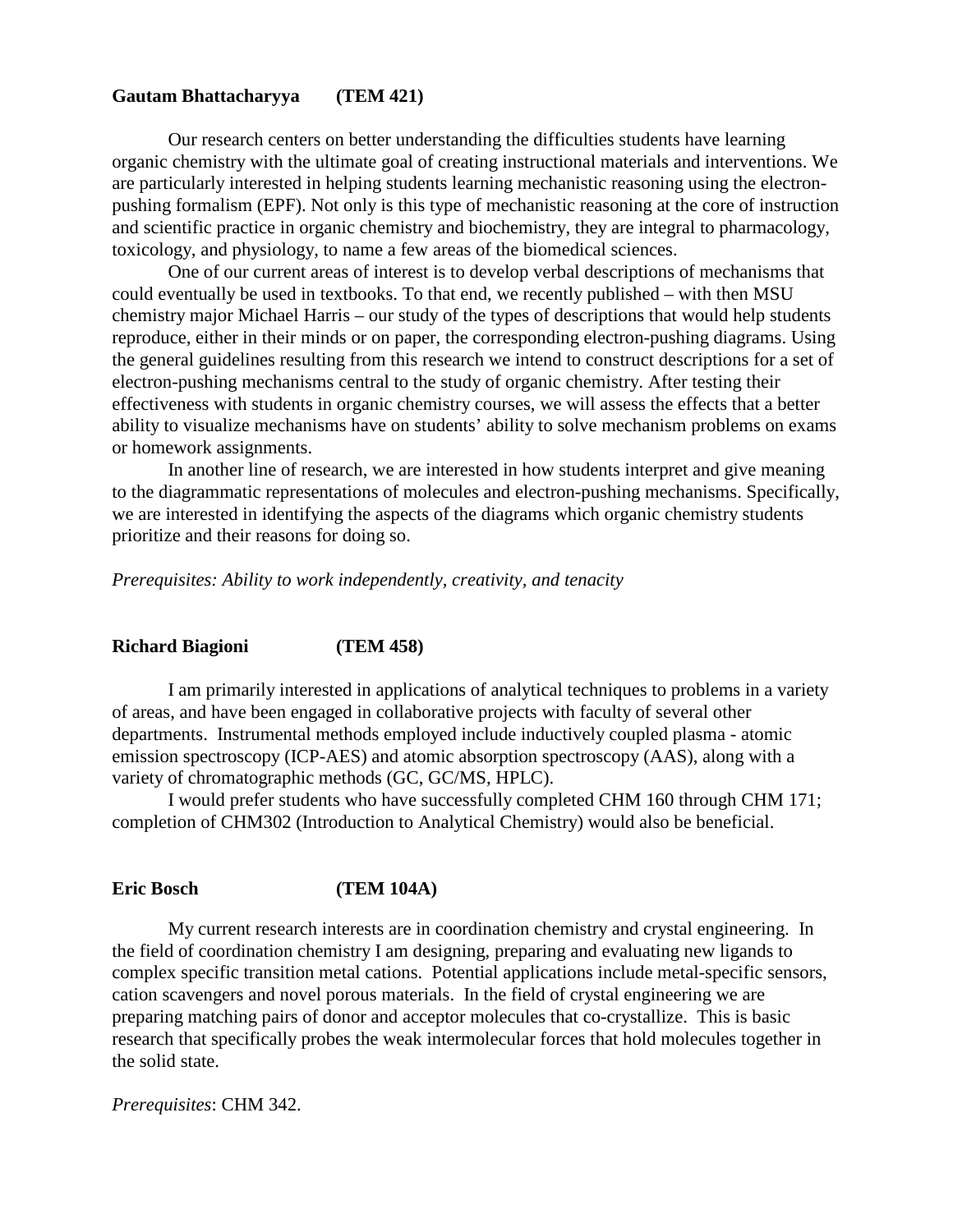**Gautam Bhattacharyya (TEM 421)**

Our research centers on better understanding the difficulties students have learning organic chemistry with the ultimate goal of creating instructional materials and interventions. We are particularly interested in helping students learning mechanistic reasoning using the electron-pushing formalism (EPF). Not only is this type of mechanistic reasoning at the core of instruction and scientific practice in organic chemistry and biochemistry, they are integral to pharmacology, toxicology, and physiology, to name a few areas of the biomedical sciences.

One of our current areas of interest is to develop verbal descriptions of mechanisms that could eventually be used in textbooks. To that end, we recently published – with then MSU chemistry major Michael Harris – our study of the types of descriptions that would help students reproduce, either in their minds or on paper, the corresponding electron-pushing diagrams. Using the general guidelines resulting from this research we intend to construct descriptions for a set of electron-pushing mechanisms central to the study of organic chemistry. After testing their effectiveness with students in organic chemistry courses, we will assess the effects that a better ability to visualize mechanisms have on students' ability to solve mechanism problems on exams or homework assignments.

In another line of research, we are interested in how students interpret and give meaning to the diagrammatic representations of molecules and electron-pushing mechanisms. Specifically, we are interested in identifying the aspects of the diagrams which organic chemistry students prioritize and their reasons for doing so.

*Prerequisites: Ability to work independently, creativity, and tenacity*

**Richard Biagioni (TEM 458)**

I am primarily interested in applications of analytical techniques to problems in a variety of areas, and have been engaged in collaborative projects with faculty of several other departments. Instrumental methods employed include inductively coupled plasma - atomic emission spectroscopy (ICP-AES) and atomic absorption spectroscopy (AAS), along with a variety of chromatographic methods (GC, GC/MS, HPLC).

I would prefer students who have successfully completed CHM 160 through CHM 171; completion of CHM302 (Introduction to Analytical Chemistry) would also be beneficial.

**Eric Bosch (TEM 104A)**

My current research interests are in coordination chemistry and crystal engineering. In the field of coordination chemistry I am designing, preparing and evaluating new ligands to complex specific transition metal cations. Potential applications include metal-specific sensors, cation scavengers and novel porous materials. In the field of crystal engineering we are preparing matching pairs of donor and acceptor molecules that co-crystallize. This is basic research that specifically probes the weak intermolecular forces that hold molecules together in the solid state.

*Prerequisites*: CHM 342.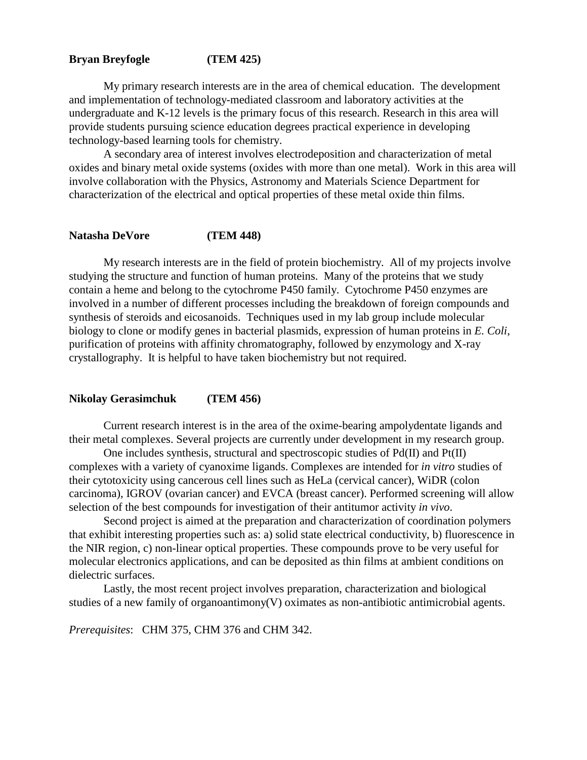**Bryan Breyfogle (TEM 425)**

My primary research interests are in the area of chemical education. The development and implementation of technology-mediated classroom and laboratory activities at the undergraduate and K-12 levels is the primary focus of this research. Research in this area will provide students pursuing science education degrees practical experience in developing technology-based learning tools for chemistry.

A secondary area of interest involves electrodeposition and characterization of metal oxides and binary metal oxide systems (oxides with more than one metal). Work in this area will involve collaboration with the Physics, Astronomy and Materials Science Department for characterization of the electrical and optical properties of these metal oxide thin films.

**Natasha DeVore (TEM 448)**

My research interests are in the field of protein biochemistry. All of my projects involve studying the structure and function of human proteins. Many of the proteins that we study contain a heme and belong to the cytochrome P450 family. Cytochrome P450 enzymes are involved in a number of different processes including the breakdown of foreign compounds and synthesis of steroids and eicosanoids. Techniques used in my lab group include molecular biology to clone or modify genes in bacterial plasmids, expression of human proteins in *E. Coli*, purification of proteins with affinity chromatography, followed by enzymology and X-ray crystallography. It is helpful to have taken biochemistry but not required.

**Nikolay Gerasimchuk (TEM 456)**

Current research interest is in the area of the oxime-bearing ampolydentate ligands and their metal complexes. Several projects are currently under development in my research group.

One includes synthesis, structural and spectroscopic studies of Pd(II) and Pt(II) complexes with a variety of cyanoxime ligands. Complexes are intended for *in vitro* studies of their cytotoxicity using cancerous cell lines such as HeLa (cervical cancer), WiDR (colon carcinoma), IGROV (ovarian cancer) and EVCA (breast cancer). Performed screening will allow selection of the best compounds for investigation of their antitumor activity *in vivo*.

Second project is aimed at the preparation and characterization of coordination polymers that exhibit interesting properties such as: a) solid state electrical conductivity, b) fluorescence in the NIR region, c) non-linear optical properties. These compounds prove to be very useful for molecular electronics applications, and can be deposited as thin films at ambient conditions on dielectric surfaces.

Lastly, the most recent project involves preparation, characterization and biological studies of a new family of organoantimony(V) oximates as non-antibiotic antimicrobial agents.

*Prerequisites*: CHM 375, CHM 376 and CHM 342.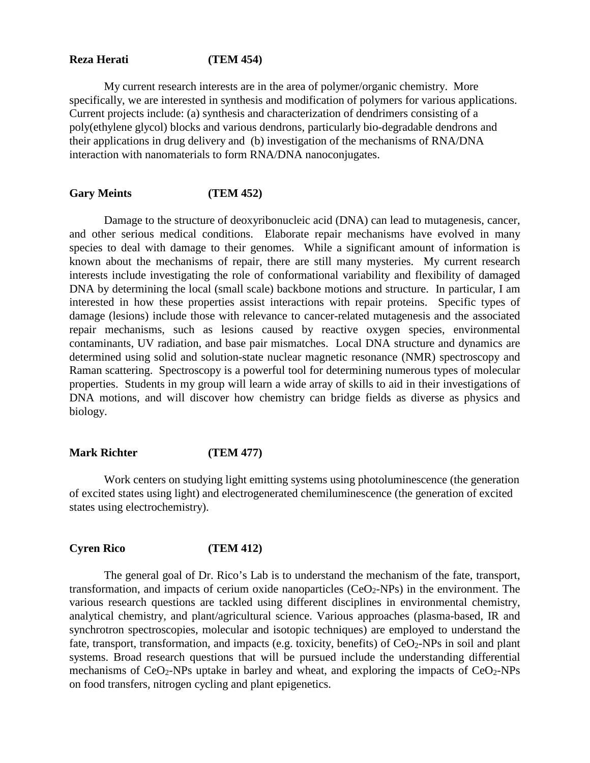**Reza Herati (TEM 454)**

My current research interests are in the area of polymer/organic chemistry. More specifically, we are interested in synthesis and modification of polymers for various applications. Current projects include: (a) synthesis and characterization of dendrimers consisting of a poly(ethylene glycol) blocks and various dendrons, particularly bio-degradable dendrons and their applications in drug delivery and (b) investigation of the mechanisms of RNA/DNA interaction with nanomaterials to form RNA/DNA nanoconjugates.

**Gary Meints (TEM 452)**

Damage to the structure of deoxyribonucleic acid (DNA) can lead to mutagenesis, cancer, and other serious medical conditions. Elaborate repair mechanisms have evolved in many species to deal with damage to their genomes. While a significant amount of information is known about the mechanisms of repair, there are still many mysteries. My current research interests include investigating the role of conformational variability and flexibility of damaged DNA by determining the local (small scale) backbone motions and structure. In particular, I am interested in how these properties assist interactions with repair proteins. Specific types of damage (lesions) include those with relevance to cancer-related mutagenesis and the associated repair mechanisms, such as lesions caused by reactive oxygen species, environmental contaminants, UV radiation, and base pair mismatches. Local DNA structure and dynamics are determined using solid and solution-state nuclear magnetic resonance (NMR) spectroscopy and Raman scattering. Spectroscopy is a powerful tool for determining numerous types of molecular properties. Students in my group will learn a wide array of skills to aid in their investigations of DNA motions, and will discover how chemistry can bridge fields as diverse as physics and biology.

**Mark Richter (TEM 477)**

Work centers on studying light emitting systems using photoluminescence (the generation of excited states using light) and electrogenerated chemiluminescence (the generation of excited states using electrochemistry).

**Cyren Rico (TEM 412)**

The general goal of Dr. Rico's Lab is to understand the mechanism of the fate, transport, transformation, and impacts of cerium oxide nanoparticles ($CeO_2$-NPs) in the environment. The various research questions are tackled using different disciplines in environmental chemistry, analytical chemistry, and plant/agricultural science. Various approaches (plasma-based, IR and synchrotron spectroscopies, molecular and isotopic techniques) are employed to understand the fate, transport, transformation, and impacts (e.g. toxicity, benefits) of $CeO_2$-NPs in soil and plant systems. Broad research questions that will be pursued include the understanding differential mechanisms of $CeO_2$-NPs uptake in barley and wheat, and exploring the impacts of $CeO_2$-NPs on food transfers, nitrogen cycling and plant epigenetics.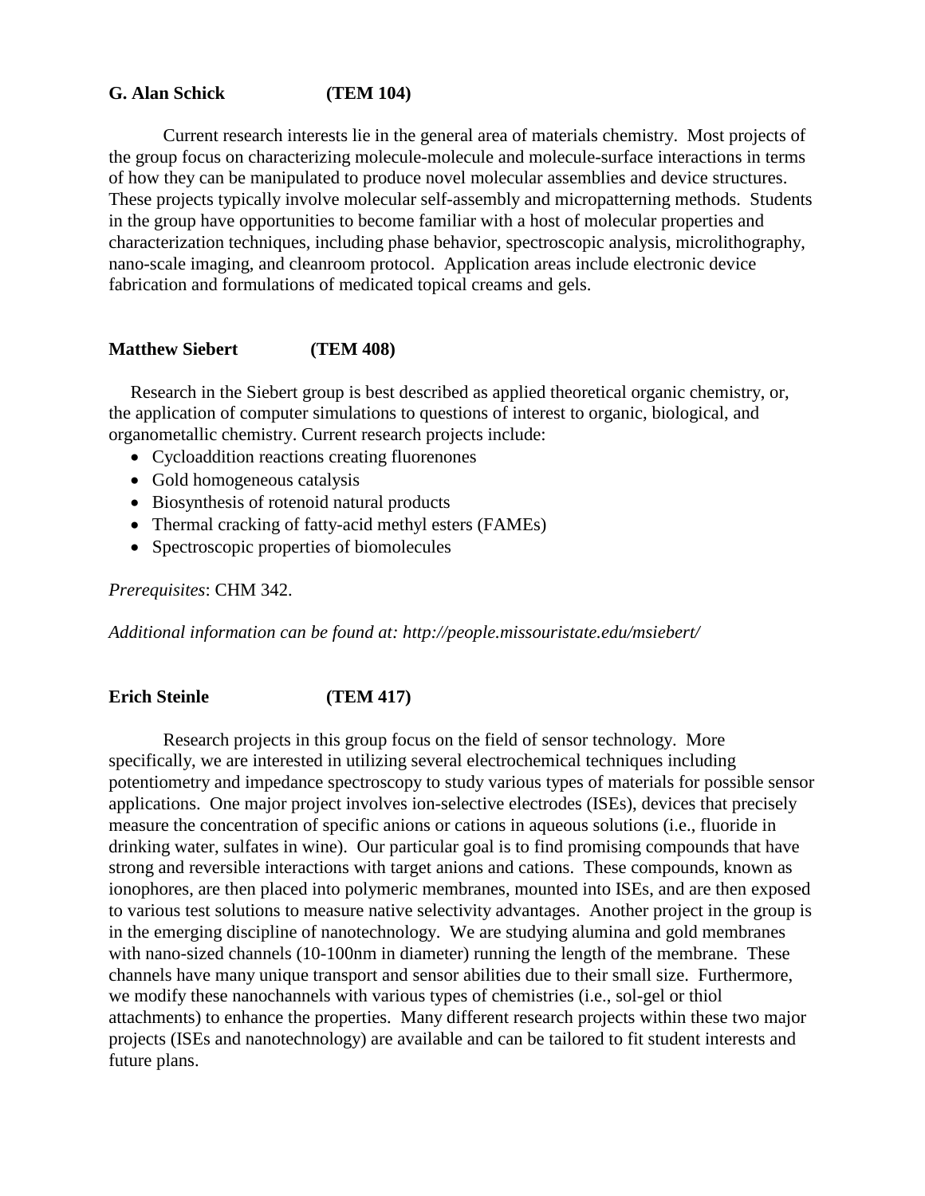**G. Alan Schick (TEM 104)**

Current research interests lie in the general area of materials chemistry. Most projects of the group focus on characterizing molecule-molecule and molecule-surface interactions in terms of how they can be manipulated to produce novel molecular assemblies and device structures. These projects typically involve molecular self-assembly and micropatterning methods. Students in the group have opportunities to become familiar with a host of molecular properties and characterization techniques, including phase behavior, spectroscopic analysis, microlithography, nano-scale imaging, and cleanroom protocol. Application areas include electronic device fabrication and formulations of medicated topical creams and gels.

**Matthew Siebert (TEM 408)**

Research in the Siebert group is best described as applied theoretical organic chemistry, or, the application of computer simulations to questions of interest to organic, biological, and organometallic chemistry. Current research projects include:

- Cycloaddition reactions creating fluorenones
- Gold homogeneous catalysis
- Biosynthesis of rotenoid natural products
- Thermal cracking of fatty-acid methyl esters (FAMEs)
- Spectroscopic properties of biomolecules

*Prerequisites*: CHM 342.

*Additional information can be found at: http://people.missouristate.edu/msiebert/*

**Erich Steinle (TEM 417)**

Research projects in this group focus on the field of sensor technology. More specifically, we are interested in utilizing several electrochemical techniques including potentiometry and impedance spectroscopy to study various types of materials for possible sensor applications. One major project involves ion-selective electrodes (ISEs), devices that precisely measure the concentration of specific anions or cations in aqueous solutions (i.e., fluoride in drinking water, sulfates in wine). Our particular goal is to find promising compounds that have strong and reversible interactions with target anions and cations. These compounds, known as ionophores, are then placed into polymeric membranes, mounted into ISEs, and are then exposed to various test solutions to measure native selectivity advantages. Another project in the group is in the emerging discipline of nanotechnology. We are studying alumina and gold membranes with nano-sized channels (10-100nm in diameter) running the length of the membrane. These channels have many unique transport and sensor abilities due to their small size. Furthermore, we modify these nanochannels with various types of chemistries (i.e., sol-gel or thiol attachments) to enhance the properties. Many different research projects within these two major projects (ISEs and nanotechnology) are available and can be tailored to fit student interests and future plans.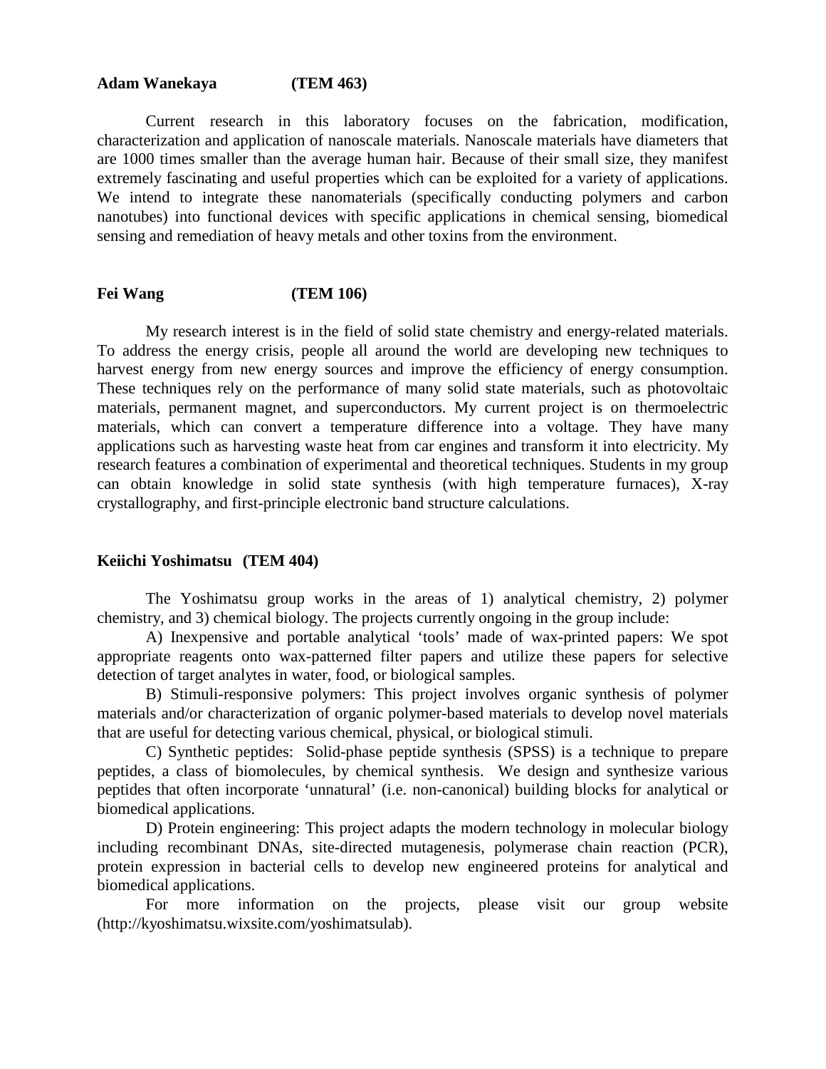**Adam Wanekaya (TEM 463)**

Current research in this laboratory focuses on the fabrication, modification, characterization and application of nanoscale materials. Nanoscale materials have diameters that are 1000 times smaller than the average human hair. Because of their small size, they manifest extremely fascinating and useful properties which can be exploited for a variety of applications. We intend to integrate these nanomaterials (specifically conducting polymers and carbon nanotubes) into functional devices with specific applications in chemical sensing, biomedical sensing and remediation of heavy metals and other toxins from the environment.

**Fei Wang (TEM 106)**

My research interest is in the field of solid state chemistry and energy-related materials. To address the energy crisis, people all around the world are developing new techniques to harvest energy from new energy sources and improve the efficiency of energy consumption. These techniques rely on the performance of many solid state materials, such as photovoltaic materials, permanent magnet, and superconductors. My current project is on thermoelectric materials, which can convert a temperature difference into a voltage. They have many applications such as harvesting waste heat from car engines and transform it into electricity. My research features a combination of experimental and theoretical techniques. Students in my group can obtain knowledge in solid state synthesis (with high temperature furnaces), X-ray crystallography, and first-principle electronic band structure calculations.

**Keiichi Yoshimatsu (TEM 404)**

The Yoshimatsu group works in the areas of 1) analytical chemistry, 2) polymer chemistry, and 3) chemical biology. The projects currently ongoing in the group include:

A) Inexpensive and portable analytical 'tools' made of wax-printed papers: We spot appropriate reagents onto wax-patterned filter papers and utilize these papers for selective detection of target analytes in water, food, or biological samples.

B) Stimuli-responsive polymers: This project involves organic synthesis of polymer materials and/or characterization of organic polymer-based materials to develop novel materials that are useful for detecting various chemical, physical, or biological stimuli.

C) Synthetic peptides: Solid-phase peptide synthesis (SPSS) is a technique to prepare peptides, a class of biomolecules, by chemical synthesis. We design and synthesize various peptides that often incorporate 'unnatural' (i.e. non-canonical) building blocks for analytical or biomedical applications.

D) Protein engineering: This project adapts the modern technology in molecular biology including recombinant DNAs, site-directed mutagenesis, polymerase chain reaction (PCR), protein expression in bacterial cells to develop new engineered proteins for analytical and biomedical applications.

For more information on the projects, please visit our group website (http://kyoshimatsu.wixsite.com/yoshimatsulab).